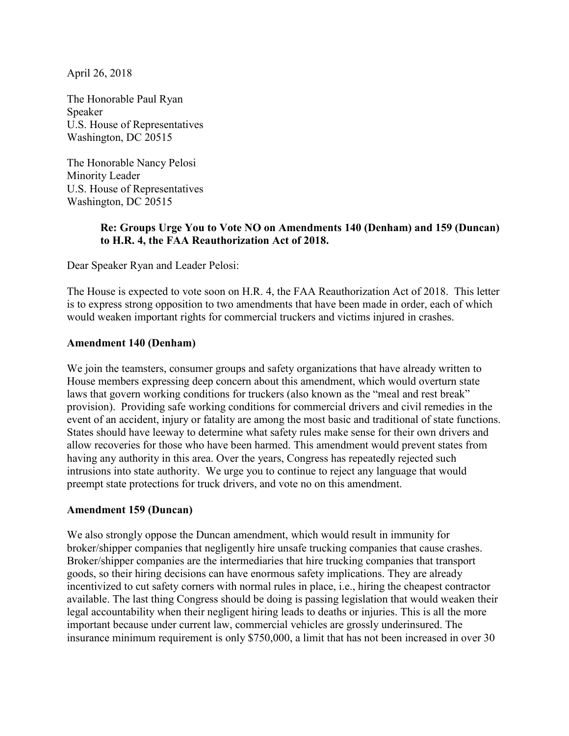April 26, 2018

The Honorable Paul Ryan
Speaker
U.S. House of Representatives
Washington, DC 20515

The Honorable Nancy Pelosi
Minority Leader
U.S. House of Representatives
Washington, DC 20515

**Re: Groups Urge You to Vote NO on Amendments 140 (Denham) and 159 (Duncan) to H.R. 4, the FAA Reauthorization Act of 2018.**

Dear Speaker Ryan and Leader Pelosi:

The House is expected to vote soon on H.R. 4, the FAA Reauthorization Act of 2018. This letter is to express strong opposition to two amendments that have been made in order, each of which would weaken important rights for commercial truckers and victims injured in crashes.

**Amendment 140 (Denham)**

We join the teamsters, consumer groups and safety organizations that have already written to House members expressing deep concern about this amendment, which would overturn state laws that govern working conditions for truckers (also known as the "meal and rest break" provision). Providing safe working conditions for commercial drivers and civil remedies in the event of an accident, injury or fatality are among the most basic and traditional of state functions. States should have leeway to determine what safety rules make sense for their own drivers and allow recoveries for those who have been harmed. This amendment would prevent states from having any authority in this area. Over the years, Congress has repeatedly rejected such intrusions into state authority. We urge you to continue to reject any language that would preempt state protections for truck drivers, and vote no on this amendment.

**Amendment 159 (Duncan)**

We also strongly oppose the Duncan amendment, which would result in immunity for broker/shipper companies that negligently hire unsafe trucking companies that cause crashes. Broker/shipper companies are the intermediaries that hire trucking companies that transport goods, so their hiring decisions can have enormous safety implications. They are already incentivized to cut safety corners with normal rules in place, i.e., hiring the cheapest contractor available. The last thing Congress should be doing is passing legislation that would weaken their legal accountability when their negligent hiring leads to deaths or injuries. This is all the more important because under current law, commercial vehicles are grossly underinsured. The insurance minimum requirement is only $750,000, a limit that has not been increased in over 30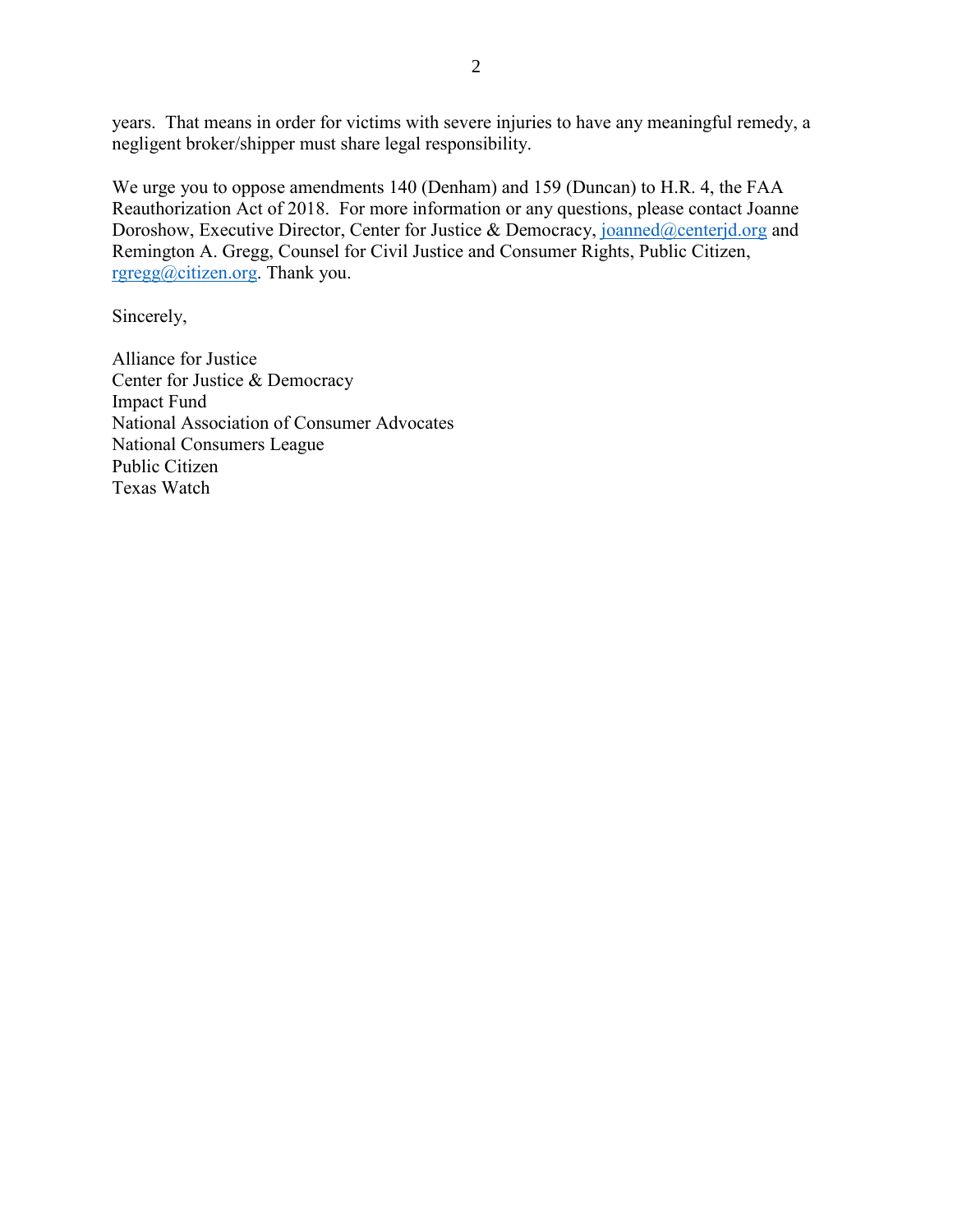years. That means in order for victims with severe injuries to have any meaningful remedy, a negligent broker/shipper must share legal responsibility.

We urge you to oppose amendments 140 (Denham) and 159 (Duncan) to H.R. 4, the FAA Reauthorization Act of 2018. For more information or any questions, please contact Joanne Doroshow, Executive Director, Center for Justice & Democracy, joanned@centerjd.org and Remington A. Gregg, Counsel for Civil Justice and Consumer Rights, Public Citizen, rgregg@citizen.org. Thank you.

Sincerely,

Alliance for Justice
Center for Justice & Democracy
Impact Fund
National Association of Consumer Advocates
National Consumers League
Public Citizen
Texas Watch